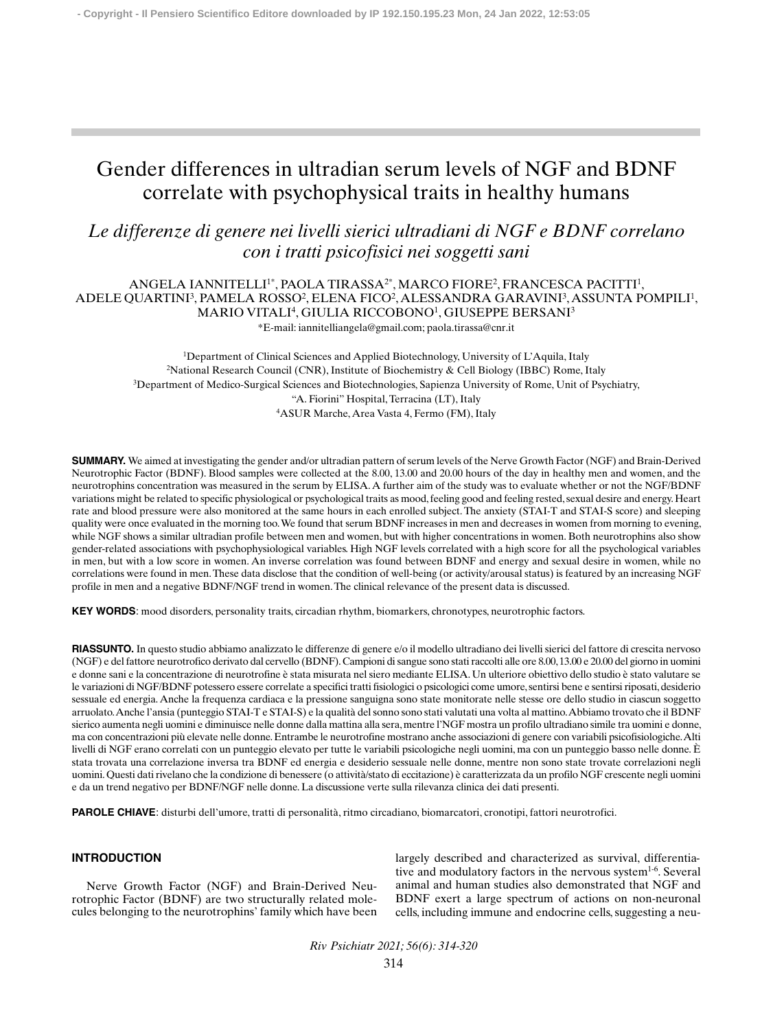# Gender differences in ultradian serum levels of NGF and BDNF correlate with psychophysical traits in healthy humans

## *Le differenze di genere nei livelli sierici ultradiani di NGF e BDNF correlano con i tratti psicofisici nei soggetti sani*

ANGELA IANNITELLI[1*], PAOLA TIRASSA[2*], MARCO FIORE[2], FRANCESCA PACITTI[1], ADELE QUARTINI[3], PAMELA ROSSO[2], ELENA FICO[2], ALESSANDRA GARAVINI[3], ASSUNTA POMPILI[1], MARIO VITALI[4], GIULIA RICCOBONO[1], GIUSEPPE BERSANI[3]

*E-mail: iannitelliangela@gmail.com; paola.tirassa@cnr.it

[1]Department of Clinical Sciences and Applied Biotechnology, University of L'Aquila, Italy
[2]National Research Council (CNR), Institute of Biochemistry & Cell Biology (IBBC) Rome, Italy
[3]Department of Medico-Surgical Sciences and Biotechnologies, Sapienza University of Rome, Unit of Psychiatry, "A. Fiorini" Hospital, Terracina (LT), Italy
[4]ASUR Marche, Area Vasta 4, Fermo (FM), Italy

**SUMMARY.** We aimed at investigating the gender and/or ultradian pattern of serum levels of the Nerve Growth Factor (NGF) and Brain-Derived Neurotrophic Factor (BDNF). Blood samples were collected at the 8.00, 13.00 and 20.00 hours of the day in healthy men and women, and the neurotrophins concentration was measured in the serum by ELISA. A further aim of the study was to evaluate whether or not the NGF/BDNF variations might be related to specific physiological or psychological traits as mood, feeling good and feeling rested, sexual desire and energy. Heart rate and blood pressure were also monitored at the same hours in each enrolled subject. The anxiety (STAI-T and STAI-S score) and sleeping quality were once evaluated in the morning too. We found that serum BDNF increases in men and decreases in women from morning to evening, while NGF shows a similar ultradian profile between men and women, but with higher concentrations in women. Both neurotrophins also show gender-related associations with psychophysiological variables. High NGF levels correlated with a high score for all the psychological variables in men, but with a low score in women. An inverse correlation was found between BDNF and energy and sexual desire in women, while no correlations were found in men. These data disclose that the condition of well-being (or activity/arousal status) is featured by an increasing NGF profile in men and a negative BDNF/NGF trend in women. The clinical relevance of the present data is discussed.

**KEY WORDS**: mood disorders, personality traits, circadian rhythm, biomarkers, chronotypes, neurotrophic factors.

**RIASSUNTO.** In questo studio abbiamo analizzato le differenze di genere e/o il modello ultradiano dei livelli sierici del fattore di crescita nervoso (NGF) e del fattore neurotrofico derivato dal cervello (BDNF). Campioni di sangue sono stati raccolti alle ore 8.00, 13.00 e 20.00 del giorno in uomini e donne sani e la concentrazione di neurotrofine è stata misurata nel siero mediante ELISA. Un ulteriore obiettivo dello studio è stato valutare se le variazioni di NGF/BDNF potessero essere correlate a specifici tratti fisiologici o psicologici come umore, sentirsi bene e sentirsi riposati, desiderio sessuale ed energia. Anche la frequenza cardiaca e la pressione sanguigna sono state monitorate nelle stesse ore dello studio in ciascun soggetto arruolato. Anche l'ansia (punteggio STAI-T e STAI-S) e la qualità del sonno sono stati valutati una volta al mattino. Abbiamo trovato che il BDNF sierico aumenta negli uomini e diminuisce nelle donne dalla mattina alla sera, mentre l'NGF mostra un profilo ultradiano simile tra uomini e donne, ma con concentrazioni più elevate nelle donne. Entrambe le neurotrofine mostrano anche associazioni di genere con variabili psicofisiologiche. Alti livelli di NGF erano correlati con un punteggio elevato per tutte le variabili psicologiche negli uomini, ma con un punteggio basso nelle donne. È stata trovata una correlazione inversa tra BDNF ed energia e desiderio sessuale nelle donne, mentre non sono state trovate correlazioni negli uomini. Questi dati rivelano che la condizione di benessere (o attività/stato di eccitazione) è caratterizzata da un profilo NGF crescente negli uomini e da un trend negativo per BDNF/NGF nelle donne. La discussione verte sulla rilevanza clinica dei dati presenti.

**PAROLE CHIAVE**: disturbi dell'umore, tratti di personalità, ritmo circadiano, biomarcatori, cronotipi, fattori neurotrofici.

## INTRODUCTION

Nerve Growth Factor (NGF) and Brain-Derived Neurotrophic Factor (BDNF) are two structurally related molecules belonging to the neurotrophins' family which have been largely described and characterized as survival, differentiative and modulatory factors in the nervous system[1-6]. Several animal and human studies also demonstrated that NGF and BDNF exert a large spectrum of actions on non-neuronal cells, including immune and endocrine cells, suggesting a neu-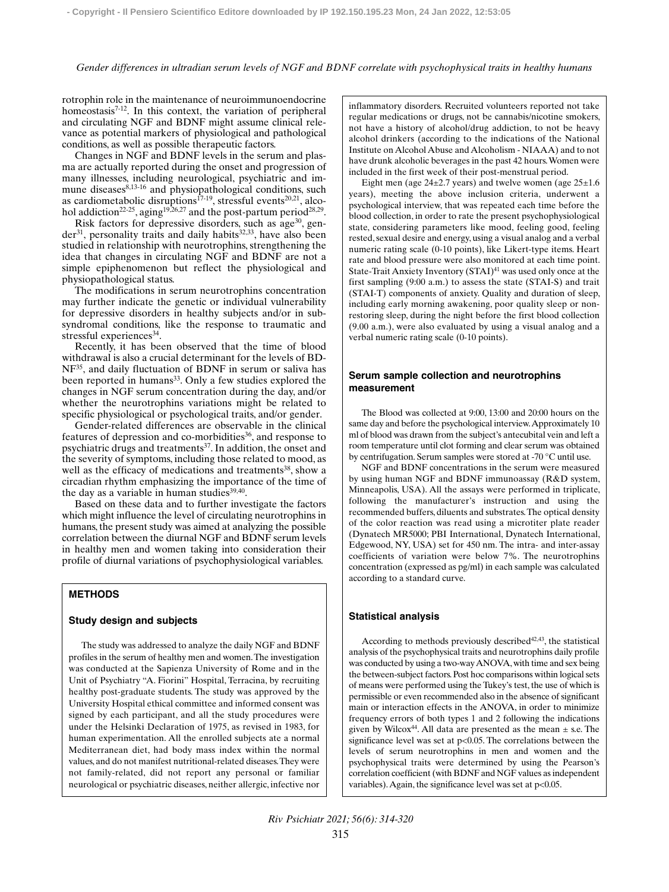rotrophin role in the maintenance of neuroimmunoendocrine homeostasis[7-12]. In this context, the variation of peripheral and circulating NGF and BDNF might assume clinical relevance as potential markers of physiological and pathological conditions, as well as possible therapeutic factors.

Changes in NGF and BDNF levels in the serum and plasma are actually reported during the onset and progression of many illnesses, including neurological, psychiatric and immune diseases[8,13-16] and physiopathological conditions, such as cardiometabolic disruptions[17-19], stressful events[20,21], alcohol addiction[22-25], aging[19,26,27] and the post-partum period[28,29].

Risk factors for depressive disorders, such as age[30], gender[31], personality traits and daily habits[32,33], have also been studied in relationship with neurotrophins, strengthening the idea that changes in circulating NGF and BDNF are not a simple epiphenomenon but reflect the physiological and physiopathological status.

The modifications in serum neurotrophins concentration may further indicate the genetic or individual vulnerability for depressive disorders in healthy subjects and/or in subsyndromal conditions, like the response to traumatic and stressful experiences[34].

Recently, it has been observed that the time of blood withdrawal is also a crucial determinant for the levels of BDNF[35], and daily fluctuation of BDNF in serum or saliva has been reported in humans[33]. Only a few studies explored the changes in NGF serum concentration during the day, and/or whether the neurotrophins variations might be related to specific physiological or psychological traits, and/or gender.

Gender-related differences are observable in the clinical features of depression and co-morbidities[36], and response to psychiatric drugs and treatments[37]. In addition, the onset and the severity of symptoms, including those related to mood, as well as the efficacy of medications and treatments[38], show a circadian rhythm emphasizing the importance of the time of the day as a variable in human studies[39,40].

Based on these data and to further investigate the factors which might influence the level of circulating neurotrophins in humans, the present study was aimed at analyzing the possible correlation between the diurnal NGF and BDNF serum levels in healthy men and women taking into consideration their profile of diurnal variations of psychophysiological variables.

## METHODS

### Study design and subjects

The study was addressed to analyze the daily NGF and BDNF profiles in the serum of healthy men and women. The investigation was conducted at the Sapienza University of Rome and in the Unit of Psychiatry "A. Fiorini" Hospital, Terracina, by recruiting healthy post-graduate students. The study was approved by the University Hospital ethical committee and informed consent was signed by each participant, and all the study procedures were under the Helsinki Declaration of 1975, as revised in 1983, for human experimentation. All the enrolled subjects ate a normal Mediterranean diet, had body mass index within the normal values, and do not manifest nutritional-related diseases. They were not family-related, did not report any personal or familiar neurological or psychiatric diseases, neither allergic, infective nor inflammatory disorders. Recruited volunteers reported not take regular medications or drugs, not be cannabis/nicotine smokers, not have a history of alcohol/drug addiction, to not be heavy alcohol drinkers (according to the indications of the National Institute on Alcohol Abuse and Alcoholism - NIAAA) and to not have drunk alcoholic beverages in the past 42 hours. Women were included in the first week of their post-menstrual period.

Eight men (age 24±2.7 years) and twelve women (age 25±1.6 years), meeting the above inclusion criteria, underwent a psychological interview, that was repeated each time before the blood collection, in order to rate the present psychophysiological state, considering parameters like mood, feeling good, feeling rested, sexual desire and energy, using a visual analog and a verbal numeric rating scale (0-10 points), like Likert-type items. Heart rate and blood pressure were also monitored at each time point. State-Trait Anxiety Inventory (STAI)[41] was used only once at the first sampling (9:00 a.m.) to assess the state (STAI-S) and trait (STAI-T) components of anxiety. Quality and duration of sleep, including early morning awakening, poor quality sleep or non-restoring sleep, during the night before the first blood collection (9.00 a.m.), were also evaluated by using a visual analog and a verbal numeric rating scale (0-10 points).

### Serum sample collection and neurotrophins measurement

The Blood was collected at 9:00, 13:00 and 20:00 hours on the same day and before the psychological interview. Approximately 10 ml of blood was drawn from the subject's antecubital vein and left a room temperature until clot forming and clear serum was obtained by centrifugation. Serum samples were stored at -70 °C until use.

NGF and BDNF concentrations in the serum were measured by using human NGF and BDNF immunoassay (R&D system, Minneapolis, USA). All the assays were performed in triplicate, following the manufacturer's instruction and using the recommended buffers, diluents and substrates. The optical density of the color reaction was read using a microtiter plate reader (Dynatech MR5000; PBI International, Dynatech International, Edgewood, NY, USA) set for 450 nm. The intra- and inter-assay coefficients of variation were below 7%. The neurotrophins concentration (expressed as pg/ml) in each sample was calculated according to a standard curve.

### Statistical analysis

According to methods previously described[42,43], the statistical analysis of the psychophysical traits and neurotrophins daily profile was conducted by using a two-way ANOVA, with time and sex being the between-subject factors. Post hoc comparisons within logical sets of means were performed using the Tukey's test, the use of which is permissible or even recommended also in the absence of significant main or interaction effects in the ANOVA, in order to minimize frequency errors of both types 1 and 2 following the indications given by Wilcox[44]. All data are presented as the mean ± s.e. The significance level was set at $p<0.05$. The correlations between the levels of serum neurotrophins in men and women and the psychophysical traits were determined by using the Pearson's correlation coefficient (with BDNF and NGF values as independent variables). Again, the significance level was set at $p<0.05$.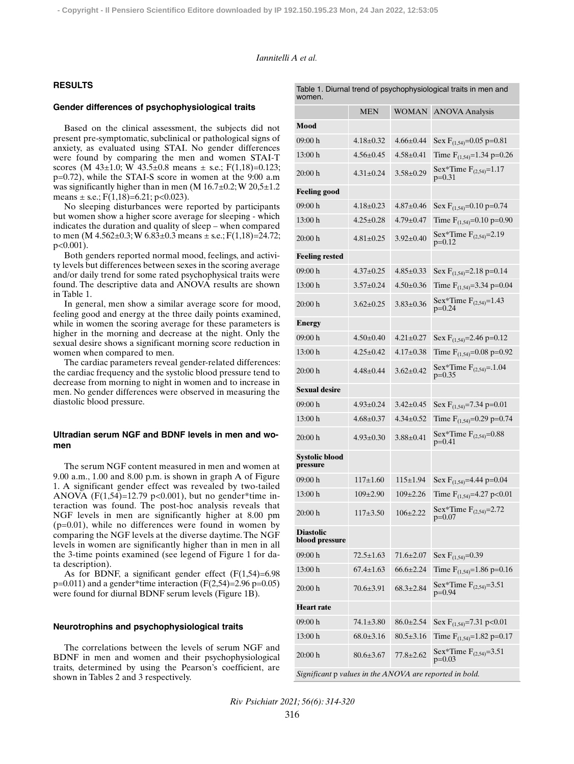## RESULTS

### Gender differences of psychophysiological traits

Based on the clinical assessment, the subjects did not present pre-symptomatic, subclinical or pathological signs of anxiety, as evaluated using STAI. No gender differences were found by comparing the men and women STAI-T scores (M 43±1.0; W 43.5±0.8 means ± s.e.; $F(1,18)=0.123$; $p=0.72$), while the STAI-S score in women at the 9:00 a.m was significantly higher than in men (M 16.7±0.2; W 20,5±1.2 means ± s.e.; $F(1,18)=6.21$; $p<0.023$).

No sleeping disturbances were reported by participants but women show a higher score average for sleeping - which indicates the duration and quality of sleep – when compared to men (M 4.562±0.3; W 6.83±0.3 means ± s.e.; $F(1,18)=24.72$; $p<0.001$).

Both genders reported normal mood, feelings, and activity levels but differences between sexes in the scoring average and/or daily trend for some rated psychophysical traits were found. The descriptive data and ANOVA results are shown in Table 1.

In general, men show a similar average score for mood, feeling good and energy at the three daily points examined, while in women the scoring average for these parameters is higher in the morning and decrease at the night. Only the sexual desire shows a significant morning score reduction in women when compared to men.

The cardiac parameters reveal gender-related differences: the cardiac frequency and the systolic blood pressure tend to decrease from morning to night in women and to increase in men. No gender differences were observed in measuring the diastolic blood pressure.

Table 1. Diurnal trend of psychophysiological traits in men and women.

| | MEN | WOMAN | ANOVA Analysis |
|---|---|---|---|
| **Mood** | | | |
| 09:00 h | 4.18±0.32 | 4.66±0.44 | Sex $F_{(1,54)}=0.05$ $p=0.81$ |
| 13:00 h | 4.56±0.45 | 4.58±0.41 | Time $F_{(1,54)}=1.34$ $p=0.26$ |
| 20:00 h | 4.31±0.24 | 3.58±0.29 | Sex*Time $F_{(2,54)}=1.17$ $p=0.31$ |
| **Feeling good** | | | |
| 09:00 h | 4.18±0.23 | 4.87±0.46 | Sex $F_{(1,54)}=0.10$ $p=0.74$ |
| 13:00 h | 4.25±0.28 | 4.79±0.47 | Time $F_{(1,54)}=0.10$ $p=0.90$ |
| 20:00 h | 4.81±0.25 | 3.92±0.40 | Sex*Time $F_{(2,54)}=2.19$ $p=0.12$ |
| **Feeling rested** | | | |
| 09:00 h | 4.37±0.25 | 4.85±0.33 | Sex $F_{(1,54)}=2.18$ $p=0.14$ |
| 13:00 h | 3.57±0.24 | 4.50±0.36 | Time $F_{(1,54)}=3.34$ $p=0.04$ |
| 20:00 h | 3.62±0.25 | 3.83±0.36 | Sex*Time $F_{(2,54)}=1.43$ $p=0.24$ |
| **Energy** | | | |
| 09:00 h | 4.50±0.40 | 4.21±0.27 | Sex $F_{(1,54)}=2.46$ $p=0.12$ |
| 13:00 h | 4.25±0.42 | 4.17±0.38 | Time $F_{(1,54)}=0.08$ $p=0.92$ |
| 20:00 h | 4.48±0.44 | 3.62±0.42 | Sex*Time $F_{(2,54)}=.1.04$ $p=0.35$ |
| **Sexual desire** | | | |
| 09:00 h | 4.93±0.24 | 3.42±0.45 | Sex $F_{(1,54)}=7.34$ $p=0.01$ |
| 13:00 h | 4.68±0.37 | 4.34±0.52 | Time $F_{(1,54)}=0.29$ $p=0.74$ |
| 20:00 h | 4.93±0.30 | 3.88±0.41 | Sex*Time $F_{(2,54)}=0.88$ $p=0.41$ |
| **Systolic blood pressure** | | | |
| 09:00 h | 117±1.60 | 115±1.94 | Sex $F_{(1,54)}=4.44$ $p=0.04$ |
| 13:00 h | 109±2.90 | 109±2.26 | Time $F_{(1,54)}=4.27$ $p<0.01$ |
| 20:00 h | 117±3.50 | 106±2.22 | Sex*Time $F_{(2,54)}=2.72$ $p=0.07$ |
| **Diastolic blood pressure** | | | |
| 09:00 h | 72.5±1.63 | 71.6±2.07 | Sex $F_{(1,54)}=0.39$ |
| 13:00 h | 67.4±1.63 | 66.6±2.24 | Time $F_{(1,54)}=1.86$ $p=0.16$ |
| 20:00 h | 70.6±3.91 | 68.3±2.84 | Sex*Time $F_{(2,54)}=3.51$ $p=0.94$ |
| **Heart rate** | | | |
| 09:00 h | 74.1±3.80 | 86.0±2.54 | Sex $F_{(1,54)}=7.31$ $p<0.01$ |
| 13:00 h | 68.0±3.16 | 80.5±3.16 | Time $F_{(1,54)}=1.82$ $p=0.17$ |
| 20:00 h | 80.6±3.67 | 77.8±2.62 | Sex*Time $F_{(2,54)}=3.51$ $p=0.03$ |

*Significant* p *values in the ANOVA are reported in bold.*

### Ultradian serum NGF and BDNF levels in men and women

The serum NGF content measured in men and women at 9.00 a.m., 1.00 and 8.00 p.m. is shown in graph A of Figure 1. A significant gender effect was revealed by two-tailed ANOVA ($F(1,54)=12.79$ $p<0.001$), but no gender*time interaction was found. The post-hoc analysis reveals that NGF levels in men are significantly higher at 8.00 pm ($p=0.01$), while no differences were found in women by comparing the NGF levels at the diverse daytime. The NGF levels in women are significantly higher than in men in all the 3-time points examined (see legend of Figure 1 for data description).

As for BDNF, a significant gender effect ($F(1,54)=6.98$ $p=0.011$) and a gender*time interaction ($F(2,54)=2.96$ $p=0.05$) were found for diurnal BDNF serum levels (Figure 1B).

### Neurotrophins and psychophysiological traits

The correlations between the levels of serum NGF and BDNF in men and women and their psychophysiological traits, determined by using the Pearson's coefficient, are shown in Tables 2 and 3 respectively.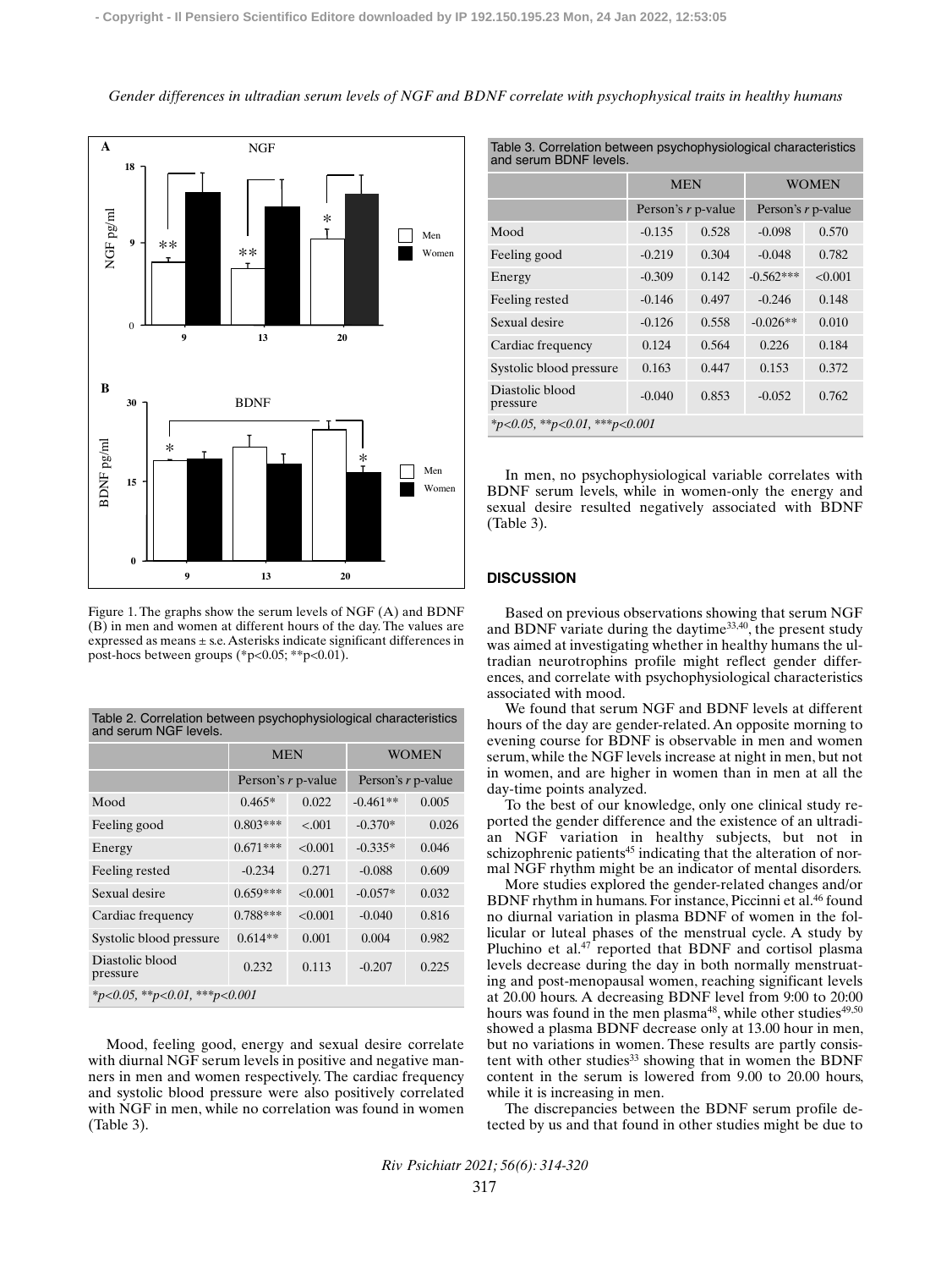Figure 1. The graphs show the serum levels of NGF (A) and BDNF (B) in men and women at different hours of the day. The values are expressed as means ± s.e. Asterisks indicate significant differences in post-hocs between groups (*p<0.05; **p<0.01).

Table 2. Correlation between psychophysiological characteristics and serum NGF levels.

| | MEN | | WOMEN | |
|---|---|---|---|---|
| | Person's *r* | p-value | Person's *r* | p-value |
| Mood | 0.465* | 0.022 | -0.461** | 0.005 |
| Feeling good | 0.803*** | <.001 | -0.370* | 0.026 |
| Energy | 0.671*** | <0.001 | -0.335* | 0.046 |
| Feeling rested | -0.234 | 0.271 | -0.088 | 0.609 |
| Sexual desire | 0.659*** | <0.001 | -0.057* | 0.032 |
| Cardiac frequency | 0.788*** | <0.001 | -0.040 | 0.816 |
| Systolic blood pressure | 0.614** | 0.001 | 0.004 | 0.982 |
| Diastolic blood pressure | 0.232 | 0.113 | -0.207 | 0.225 |

*p<0.05, **p<0.01, ***p<0.001

Mood, feeling good, energy and sexual desire correlate with diurnal NGF serum levels in positive and negative manners in men and women respectively. The cardiac frequency and systolic blood pressure were also positively correlated with NGF in men, while no correlation was found in women (Table 3).

Table 3. Correlation between psychophysiological characteristics and serum BDNF levels.

| | MEN | | WOMEN | |
|---|---|---|---|---|
| | Person's *r* | p-value | Person's *r* | p-value |
| Mood | -0.135 | 0.528 | -0.098 | 0.570 |
| Feeling good | -0.219 | 0.304 | -0.048 | 0.782 |
| Energy | -0.309 | 0.142 | -0.562*** | <0.001 |
| Feeling rested | -0.146 | 0.497 | -0.246 | 0.148 |
| Sexual desire | -0.126 | 0.558 | -0.026** | 0.010 |
| Cardiac frequency | 0.124 | 0.564 | 0.226 | 0.184 |
| Systolic blood pressure | 0.163 | 0.447 | 0.153 | 0.372 |
| Diastolic blood pressure | -0.040 | 0.853 | -0.052 | 0.762 |

*p<0.05, **p<0.01, ***p<0.001

In men, no psychophysiological variable correlates with BDNF serum levels, while in women-only the energy and sexual desire resulted negatively associated with BDNF (Table 3).

## DISCUSSION

Based on previous observations showing that serum NGF and BDNF variate during the daytime[33,40], the present study was aimed at investigating whether in healthy humans the ultradian neurotrophins profile might reflect gender differences, and correlate with psychophysiological characteristics associated with mood.

We found that serum NGF and BDNF levels at different hours of the day are gender-related. An opposite morning to evening course for BDNF is observable in men and women serum, while the NGF levels increase at night in men, but not in women, and are higher in women than in men at all the day-time points analyzed.

To the best of our knowledge, only one clinical study reported the gender difference and the existence of an ultradian NGF variation in healthy subjects, but not in schizophrenic patients[45] indicating that the alteration of normal NGF rhythm might be an indicator of mental disorders.

More studies explored the gender-related changes and/or BDNF rhythm in humans. For instance, Piccinni et al.[46] found no diurnal variation in plasma BDNF of women in the follicular or luteal phases of the menstrual cycle. A study by Pluchino et al.[47] reported that BDNF and cortisol plasma levels decrease during the day in both normally menstruating and post-menopausal women, reaching significant levels at 20.00 hours. A decreasing BDNF level from 9:00 to 20:00 hours was found in the men plasma[48], while other studies[49,50] showed a plasma BDNF decrease only at 13.00 hour in men, but no variations in women. These results are partly consistent with other studies[33] showing that in women the BDNF content in the serum is lowered from 9.00 to 20.00 hours, while it is increasing in men.

The discrepancies between the BDNF serum profile detected by us and that found in other studies might be due to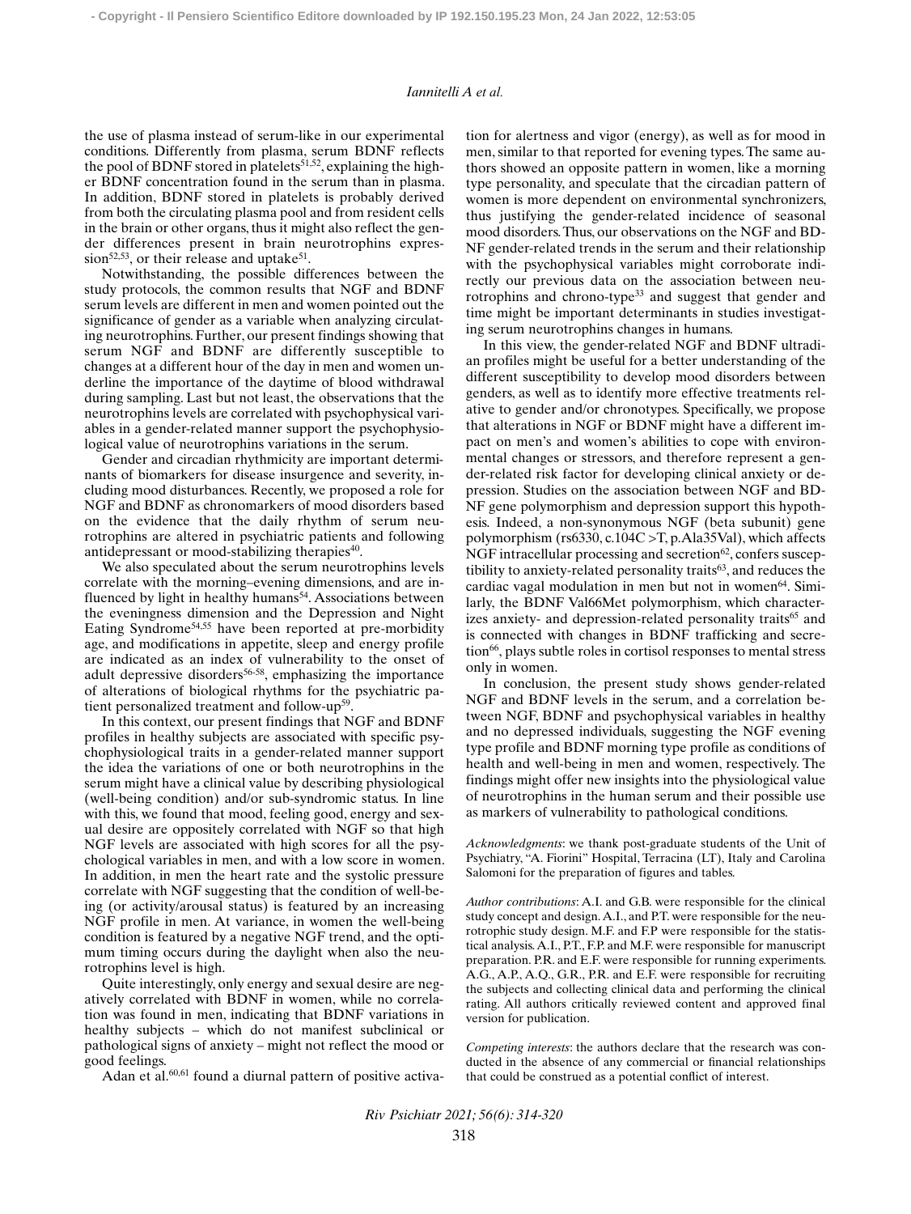the use of plasma instead of serum-like in our experimental conditions. Differently from plasma, serum BDNF reflects the pool of BDNF stored in platelets[51,52], explaining the higher BDNF concentration found in the serum than in plasma. In addition, BDNF stored in platelets is probably derived from both the circulating plasma pool and from resident cells in the brain or other organs, thus it might also reflect the gender differences present in brain neurotrophins expression[52,53], or their release and uptake[51].

Notwithstanding, the possible differences between the study protocols, the common results that NGF and BDNF serum levels are different in men and women pointed out the significance of gender as a variable when analyzing circulating neurotrophins. Further, our present findings showing that serum NGF and BDNF are differently susceptible to changes at a different hour of the day in men and women underline the importance of the daytime of blood withdrawal during sampling. Last but not least, the observations that the neurotrophins levels are correlated with psychophysical variables in a gender-related manner support the psychophysiological value of neurotrophins variations in the serum.

Gender and circadian rhythmicity are important determinants of biomarkers for disease insurgence and severity, including mood disturbances. Recently, we proposed a role for NGF and BDNF as chronomarkers of mood disorders based on the evidence that the daily rhythm of serum neurotrophins are altered in psychiatric patients and following antidepressant or mood-stabilizing therapies[40].

We also speculated about the serum neurotrophins levels correlate with the morning–evening dimensions, and are influenced by light in healthy humans[54]. Associations between the eveningness dimension and the Depression and Night Eating Syndrome[54,55] have been reported at pre-morbidity age, and modifications in appetite, sleep and energy profile are indicated as an index of vulnerability to the onset of adult depressive disorders[56-58], emphasizing the importance of alterations of biological rhythms for the psychiatric patient personalized treatment and follow-up[59].

In this context, our present findings that NGF and BDNF profiles in healthy subjects are associated with specific psychophysiological traits in a gender-related manner support the idea the variations of one or both neurotrophins in the serum might have a clinical value by describing physiological (well-being condition) and/or sub-syndromic status. In line with this, we found that mood, feeling good, energy and sexual desire are oppositely correlated with NGF so that high NGF levels are associated with high scores for all the psychological variables in men, and with a low score in women. In addition, in men the heart rate and the systolic pressure correlate with NGF suggesting that the condition of well-being (or activity/arousal status) is featured by an increasing NGF profile in men. At variance, in women the well-being condition is featured by a negative NGF trend, and the optimum timing occurs during the daylight when also the neurotrophins level is high.

Quite interestingly, only energy and sexual desire are negatively correlated with BDNF in women, while no correlation was found in men, indicating that BDNF variations in healthy subjects – which do not manifest subclinical or pathological signs of anxiety – might not reflect the mood or good feelings.

Adan et al.[60,61] found a diurnal pattern of positive activation for alertness and vigor (energy), as well as for mood in men, similar to that reported for evening types. The same authors showed an opposite pattern in women, like a morning type personality, and speculate that the circadian pattern of women is more dependent on environmental synchronizers, thus justifying the gender-related incidence of seasonal mood disorders. Thus, our observations on the NGF and BDNF gender-related trends in the serum and their relationship with the psychophysical variables might corroborate indirectly our previous data on the association between neurotrophins and chrono-type[33] and suggest that gender and time might be important determinants in studies investigating serum neurotrophins changes in humans.

In this view, the gender-related NGF and BDNF ultradian profiles might be useful for a better understanding of the different susceptibility to develop mood disorders between genders, as well as to identify more effective treatments relative to gender and/or chronotypes. Specifically, we propose that alterations in NGF or BDNF might have a different impact on men's and women's abilities to cope with environmental changes or stressors, and therefore represent a gender-related risk factor for developing clinical anxiety or depression. Studies on the association between NGF and BDNF gene polymorphism and depression support this hypothesis. Indeed, a non-synonymous NGF (beta subunit) gene polymorphism (rs6330, c.104C >T, p.Ala35Val), which affects NGF intracellular processing and secretion[62], confers susceptibility to anxiety-related personality traits[63], and reduces the cardiac vagal modulation in men but not in women[64]. Similarly, the BDNF Val66Met polymorphism, which characterizes anxiety- and depression-related personality traits[65] and is connected with changes in BDNF trafficking and secretion[66], plays subtle roles in cortisol responses to mental stress only in women.

In conclusion, the present study shows gender-related NGF and BDNF levels in the serum, and a correlation between NGF, BDNF and psychophysical variables in healthy and no depressed individuals, suggesting the NGF evening type profile and BDNF morning type profile as conditions of health and well-being in men and women, respectively. The findings might offer new insights into the physiological value of neurotrophins in the human serum and their possible use as markers of vulnerability to pathological conditions.

*Acknowledgments*: we thank post-graduate students of the Unit of Psychiatry, "A. Fiorini" Hospital, Terracina (LT), Italy and Carolina Salomoni for the preparation of figures and tables.

*Author contributions*: A.I. and G.B. were responsible for the clinical study concept and design. A.I., and P.T. were responsible for the neurotrophic study design. M.F. and F.P were responsible for the statistical analysis. A.I., P.T., F.P. and M.F. were responsible for manuscript preparation. P.R. and E.F. were responsible for running experiments. A.G., A.P., A.Q., G.R., P.R. and E.F. were responsible for recruiting the subjects and collecting clinical data and performing the clinical rating. All authors critically reviewed content and approved final version for publication.

*Competing interests*: the authors declare that the research was conducted in the absence of any commercial or financial relationships that could be construed as a potential conflict of interest.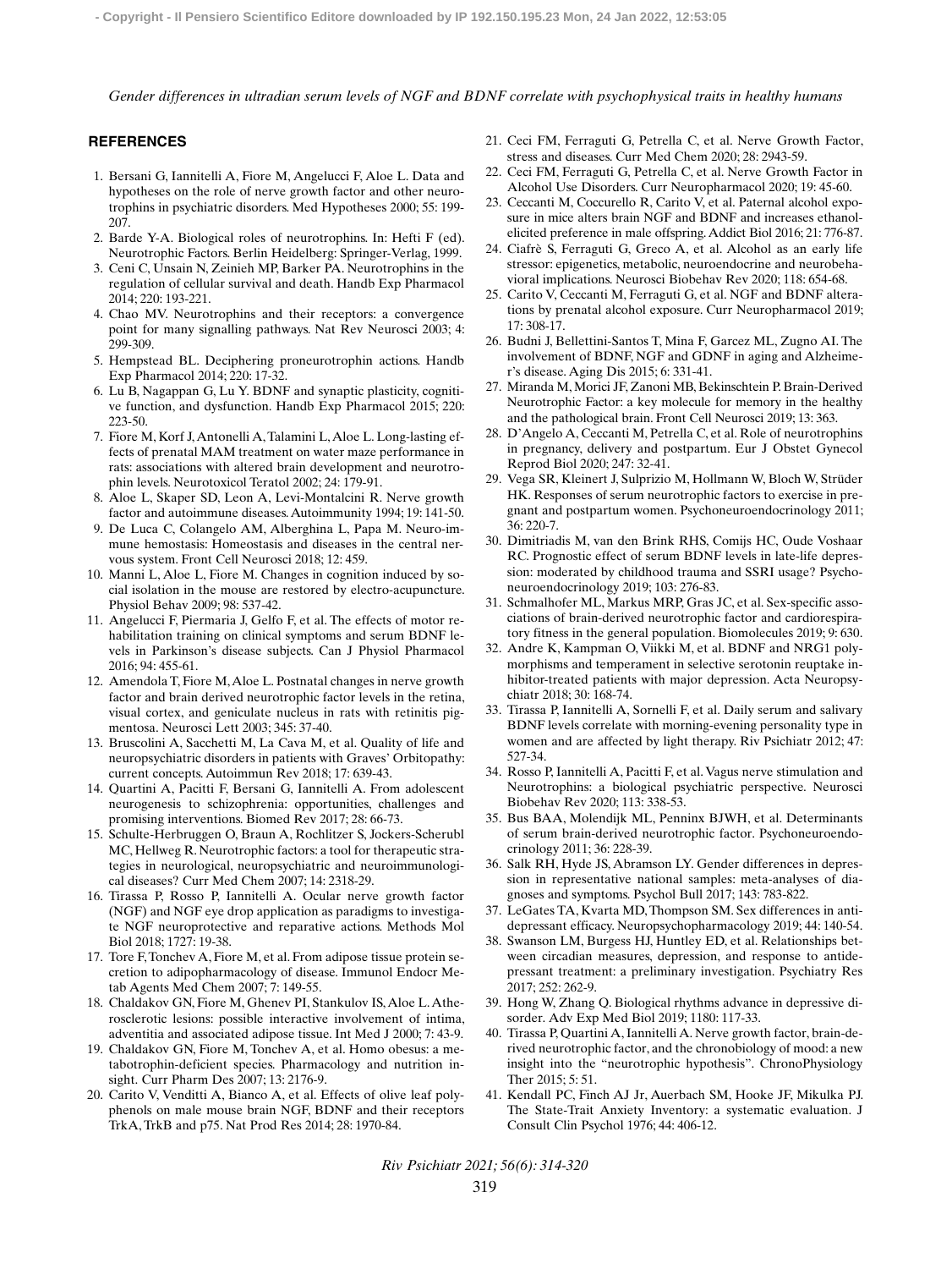## REFERENCES

1. Bersani G, Iannitelli A, Fiore M, Angelucci F, Aloe L. Data and hypotheses on the role of nerve growth factor and other neurotrophins in psychiatric disorders. Med Hypotheses 2000; 55: 199-207.
2. Barde Y-A. Biological roles of neurotrophins. In: Hefti F (ed). Neurotrophic Factors. Berlin Heidelberg: Springer-Verlag, 1999.
3. Ceni C, Unsain N, Zeinieh MP, Barker PA. Neurotrophins in the regulation of cellular survival and death. Handb Exp Pharmacol 2014; 220: 193-221.
4. Chao MV. Neurotrophins and their receptors: a convergence point for many signalling pathways. Nat Rev Neurosci 2003; 4: 299-309.
5. Hempstead BL. Deciphering proneurotrophin actions. Handb Exp Pharmacol 2014; 220: 17-32.
6. Lu B, Nagappan G, Lu Y. BDNF and synaptic plasticity, cognitive function, and dysfunction. Handb Exp Pharmacol 2015; 220: 223-50.
7. Fiore M, Korf J, Antonelli A, Talamini L, Aloe L. Long-lasting effects of prenatal MAM treatment on water maze performance in rats: associations with altered brain development and neurotrophin levels. Neurotoxicol Teratol 2002; 24: 179-91.
8. Aloe L, Skaper SD, Leon A, Levi-Montalcini R. Nerve growth factor and autoimmune diseases. Autoimmunity 1994; 19: 141-50.
9. De Luca C, Colangelo AM, Alberghina L, Papa M. Neuro-immune hemostasis: Homeostasis and diseases in the central nervous system. Front Cell Neurosci 2018; 12: 459.
10. Manni L, Aloe L, Fiore M. Changes in cognition induced by social isolation in the mouse are restored by electro-acupuncture. Physiol Behav 2009; 98: 537-42.
11. Angelucci F, Piermaria J, Gelfo F, et al. The effects of motor rehabilitation training on clinical symptoms and serum BDNF levels in Parkinson's disease subjects. Can J Physiol Pharmacol 2016; 94: 455-61.
12. Amendola T, Fiore M, Aloe L. Postnatal changes in nerve growth factor and brain derived neurotrophic factor levels in the retina, visual cortex, and geniculate nucleus in rats with retinitis pigmentosa. Neurosci Lett 2003; 345: 37-40.
13. Bruscolini A, Sacchetti M, La Cava M, et al. Quality of life and neuropsychiatric disorders in patients with Graves' Orbitopathy: current concepts. Autoimmun Rev 2018; 17: 639-43.
14. Quartini A, Pacitti F, Bersani G, Iannitelli A. From adolescent neurogenesis to schizophrenia: opportunities, challenges and promising interventions. Biomed Rev 2017; 28: 66-73.
15. Schulte-Herbruggen O, Braun A, Rochlitzer S, Jockers-Scherubl MC, Hellweg R. Neurotrophic factors: a tool for therapeutic strategies in neurological, neuropsychiatric and neuroimmunological diseases? Curr Med Chem 2007; 14: 2318-29.
16. Tirassa P, Rosso P, Iannitelli A. Ocular nerve growth factor (NGF) and NGF eye drop application as paradigms to investigate NGF neuroprotective and reparative actions. Methods Mol Biol 2018; 1727: 19-38.
17. Tore F, Tonchev A, Fiore M, et al. From adipose tissue protein secretion to adipopharmacology of disease. Immunol Endocr Metab Agents Med Chem 2007; 7: 149-55.
18. Chaldakov GN, Fiore M, Ghenev PI, Stankulov IS, Aloe L. Atherosclerotic lesions: possible interactive involvement of intima, adventitia and associated adipose tissue. Int Med J 2000; 7: 43-9.
19. Chaldakov GN, Fiore M, Tonchev A, et al. Homo obesus: a metabotrophin-deficient species. Pharmacology and nutrition insight. Curr Pharm Des 2007; 13: 2176-9.
20. Carito V, Venditti A, Bianco A, et al. Effects of olive leaf polyphenols on male mouse brain NGF, BDNF and their receptors TrkA, TrkB and p75. Nat Prod Res 2014; 28: 1970-84.
21. Ceci FM, Ferraguti G, Petrella C, et al. Nerve Growth Factor, stress and diseases. Curr Med Chem 2020; 28: 2943-59.
22. Ceci FM, Ferraguti G, Petrella C, et al. Nerve Growth Factor in Alcohol Use Disorders. Curr Neuropharmacol 2020; 19: 45-60.
23. Ceccanti M, Coccurello R, Carito V, et al. Paternal alcohol exposure in mice alters brain NGF and BDNF and increases ethanol-elicited preference in male offspring. Addict Biol 2016; 21: 776-87.
24. Ciafrè S, Ferraguti G, Greco A, et al. Alcohol as an early life stressor: epigenetics, metabolic, neuroendocrine and neurobehavioral implications. Neurosci Biobehav Rev 2020; 118: 654-68.
25. Carito V, Ceccanti M, Ferraguti G, et al. NGF and BDNF alterations by prenatal alcohol exposure. Curr Neuropharmacol 2019; 17: 308-17.
26. Budni J, Bellettini-Santos T, Mina F, Garcez ML, Zugno AI. The involvement of BDNF, NGF and GDNF in aging and Alzheimer's disease. Aging Dis 2015; 6: 331-41.
27. Miranda M, Morici JF, Zanoni MB, Bekinschtein P. Brain-Derived Neurotrophic Factor: a key molecule for memory in the healthy and the pathological brain. Front Cell Neurosci 2019; 13: 363.
28. D'Angelo A, Ceccanti M, Petrella C, et al. Role of neurotrophins in pregnancy, delivery and postpartum. Eur J Obstet Gynecol Reprod Biol 2020; 247: 32-41.
29. Vega SR, Kleinert J, Sulprizio M, Hollmann W, Bloch W, Strüder HK. Responses of serum neurotrophic factors to exercise in pregnant and postpartum women. Psychoneuroendocrinology 2011; 36: 220-7.
30. Dimitriadis M, van den Brink RHS, Comijs HC, Oude Voshaar RC. Prognostic effect of serum BDNF levels in late-life depression: moderated by childhood trauma and SSRI usage? Psychoneuroendocrinology 2019; 103: 276-83.
31. Schmalhofer ML, Markus MRP, Gras JC, et al. Sex-specific associations of brain-derived neurotrophic factor and cardiorespiratory fitness in the general population. Biomolecules 2019; 9: 630.
32. Andre K, Kampman O, Viikki M, et al. BDNF and NRG1 polymorphisms and temperament in selective serotonin reuptake inhibitor-treated patients with major depression. Acta Neuropsychiatr 2018; 30: 168-74.
33. Tirassa P, Iannitelli A, Sornelli F, et al. Daily serum and salivary BDNF levels correlate with morning-evening personality type in women and are affected by light therapy. Riv Psichiatr 2012; 47: 527-34.
34. Rosso P, Iannitelli A, Pacitti F, et al. Vagus nerve stimulation and Neurotrophins: a biological psychiatric perspective. Neurosci Biobehav Rev 2020; 113: 338-53.
35. Bus BAA, Molendijk ML, Penninx BJWH, et al. Determinants of serum brain-derived neurotrophic factor. Psychoneuroendocrinology 2011; 36: 228-39.
36. Salk RH, Hyde JS, Abramson LY. Gender differences in depression in representative national samples: meta-analyses of diagnoses and symptoms. Psychol Bull 2017; 143: 783-822.
37. LeGates TA, Kvarta MD, Thompson SM. Sex differences in antidepressant efficacy. Neuropsychopharmacology 2019; 44: 140-54.
38. Swanson LM, Burgess HJ, Huntley ED, et al. Relationships between circadian measures, depression, and response to antidepressant treatment: a preliminary investigation. Psychiatry Res 2017; 252: 262-9.
39. Hong W, Zhang Q. Biological rhythms advance in depressive disorder. Adv Exp Med Biol 2019; 1180: 117-33.
40. Tirassa P, Quartini A, Iannitelli A. Nerve growth factor, brain-derived neurotrophic factor, and the chronobiology of mood: a new insight into the "neurotrophic hypothesis". ChronoPhysiology Ther 2015; 5: 51.
41. Kendall PC, Finch AJ Jr, Auerbach SM, Hooke JF, Mikulka PJ. The State-Trait Anxiety Inventory: a systematic evaluation. J Consult Clin Psychol 1976; 44: 406-12.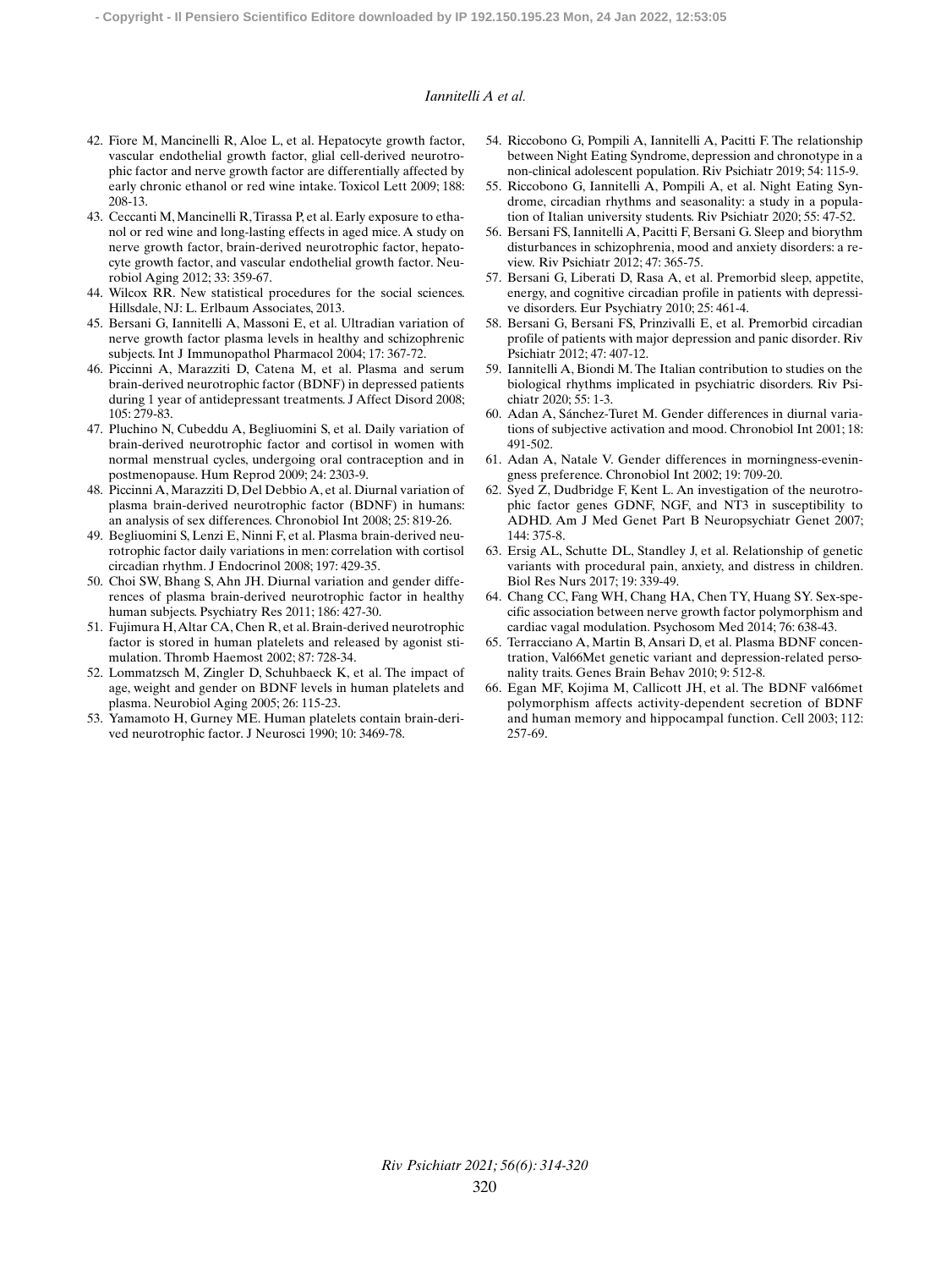42. Fiore M, Mancinelli R, Aloe L, et al. Hepatocyte growth factor, vascular endothelial growth factor, glial cell-derived neurotrophic factor and nerve growth factor are differentially affected by early chronic ethanol or red wine intake. Toxicol Lett 2009; 188: 208-13.
43. Ceccanti M, Mancinelli R, Tirassa P, et al. Early exposure to ethanol or red wine and long-lasting effects in aged mice. A study on nerve growth factor, brain-derived neurotrophic factor, hepatocyte growth factor, and vascular endothelial growth factor. Neurobiol Aging 2012; 33: 359-67.
44. Wilcox RR. New statistical procedures for the social sciences. Hillsdale, NJ: L. Erlbaum Associates, 2013.
45. Bersani G, Iannitelli A, Massoni E, et al. Ultradian variation of nerve growth factor plasma levels in healthy and schizophrenic subjects. Int J Immunopathol Pharmacol 2004; 17: 367-72.
46. Piccinni A, Marazziti D, Catena M, et al. Plasma and serum brain-derived neurotrophic factor (BDNF) in depressed patients during 1 year of antidepressant treatments. J Affect Disord 2008; 105: 279-83.
47. Pluchino N, Cubeddu A, Begliuomini S, et al. Daily variation of brain-derived neurotrophic factor and cortisol in women with normal menstrual cycles, undergoing oral contraception and in postmenopause. Hum Reprod 2009; 24: 2303-9.
48. Piccinni A, Marazziti D, Del Debbio A, et al. Diurnal variation of plasma brain-derived neurotrophic factor (BDNF) in humans: an analysis of sex differences. Chronobiol Int 2008; 25: 819-26.
49. Begliuomini S, Lenzi E, Ninni F, et al. Plasma brain-derived neurotrophic factor daily variations in men: correlation with cortisol circadian rhythm. J Endocrinol 2008; 197: 429-35.
50. Choi SW, Bhang S, Ahn JH. Diurnal variation and gender differences of plasma brain-derived neurotrophic factor in healthy human subjects. Psychiatry Res 2011; 186: 427-30.
51. Fujimura H, Altar CA, Chen R, et al. Brain-derived neurotrophic factor is stored in human platelets and released by agonist stimulation. Thromb Haemost 2002; 87: 728-34.
52. Lommatzsch M, Zingler D, Schuhbaeck K, et al. The impact of age, weight and gender on BDNF levels in human platelets and plasma. Neurobiol Aging 2005; 26: 115-23.
53. Yamamoto H, Gurney ME. Human platelets contain brain-derived neurotrophic factor. J Neurosci 1990; 10: 3469-78.
54. Riccobono G, Pompili A, Iannitelli A, Pacitti F. The relationship between Night Eating Syndrome, depression and chronotype in a non-clinical adolescent population. Riv Psichiatr 2019; 54: 115-9.
55. Riccobono G, Iannitelli A, Pompili A, et al. Night Eating Syndrome, circadian rhythms and seasonality: a study in a population of Italian university students. Riv Psichiatr 2020; 55: 47-52.
56. Bersani FS, Iannitelli A, Pacitti F, Bersani G. Sleep and biorythm disturbances in schizophrenia, mood and anxiety disorders: a review. Riv Psichiatr 2012; 47: 365-75.
57. Bersani G, Liberati D, Rasa A, et al. Premorbid sleep, appetite, energy, and cognitive circadian profile in patients with depressive disorders. Eur Psychiatry 2010; 25: 461-4.
58. Bersani G, Bersani FS, Prinzivalli E, et al. Premorbid circadian profile of patients with major depression and panic disorder. Riv Psichiatr 2012; 47: 407-12.
59. Iannitelli A, Biondi M. The Italian contribution to studies on the biological rhythms implicated in psychiatric disorders. Riv Psichiatr 2020; 55: 1-3.
60. Adan A, Sánchez-Turet M. Gender differences in diurnal variations of subjective activation and mood. Chronobiol Int 2001; 18: 491-502.
61. Adan A, Natale V. Gender differences in morningness-eveningness preference. Chronobiol Int 2002; 19: 709-20.
62. Syed Z, Dudbridge F, Kent L. An investigation of the neurotrophic factor genes GDNF, NGF, and NT3 in susceptibility to ADHD. Am J Med Genet Part B Neuropsychiatr Genet 2007; 144: 375-8.
63. Ersig AL, Schutte DL, Standley J, et al. Relationship of genetic variants with procedural pain, anxiety, and distress in children. Biol Res Nurs 2017; 19: 339-49.
64. Chang CC, Fang WH, Chang HA, Chen TY, Huang SY. Sex-specific association between nerve growth factor polymorphism and cardiac vagal modulation. Psychosom Med 2014; 76: 638-43.
65. Terracciano A, Martin B, Ansari D, et al. Plasma BDNF concentration, Val66Met genetic variant and depression-related personality traits. Genes Brain Behav 2010; 9: 512-8.
66. Egan MF, Kojima M, Callicott JH, et al. The BDNF val66met polymorphism affects activity-dependent secretion of BDNF and human memory and hippocampal function. Cell 2003; 112: 257-69.